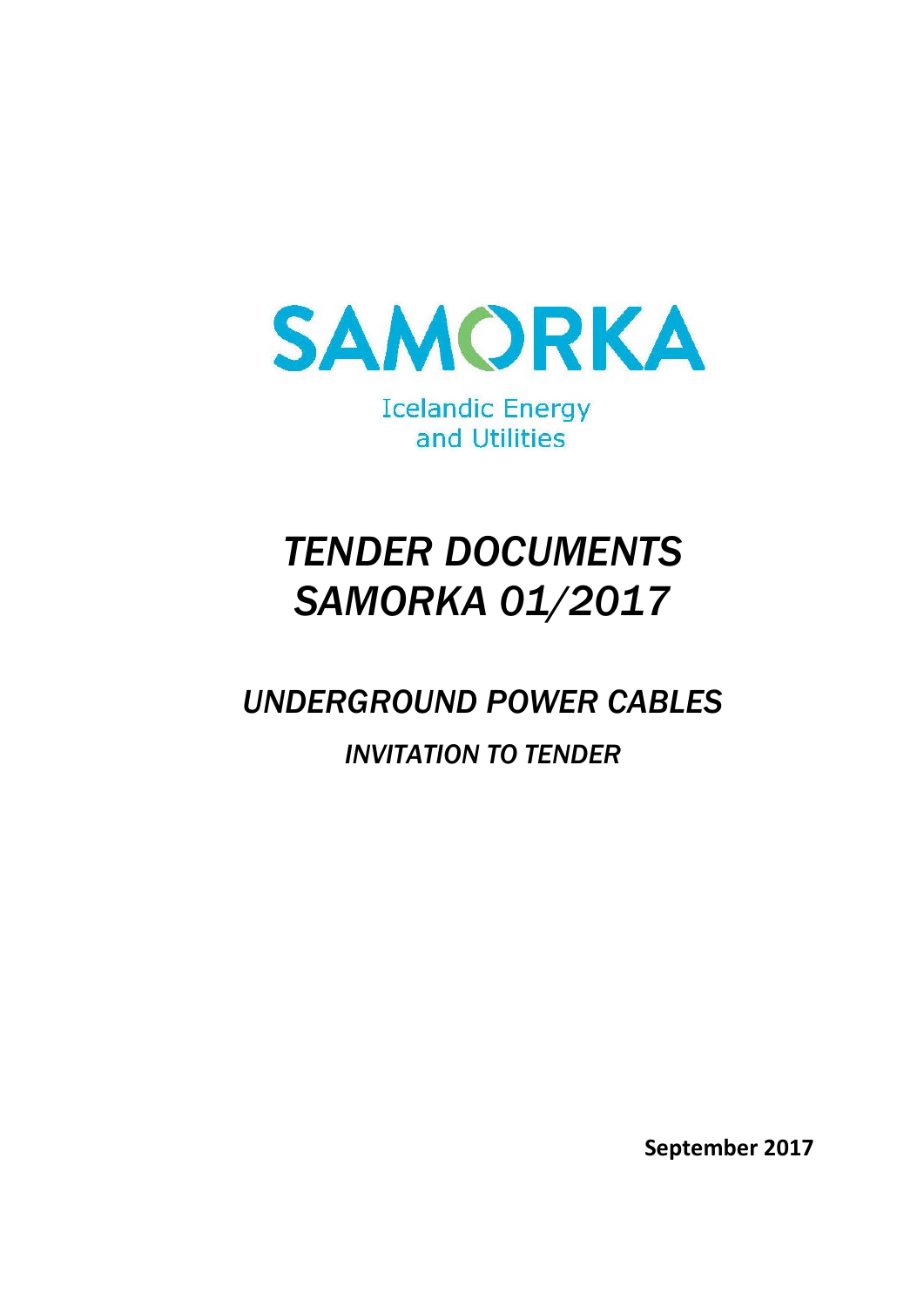SAMORKA

Icelandic Energy and Utilities

# *TENDER DOCUMENTS SAMORKA 01/2017*

## *UNDERGROUND POWER CABLES*

### *INVITATION TO TENDER*

**September 2017**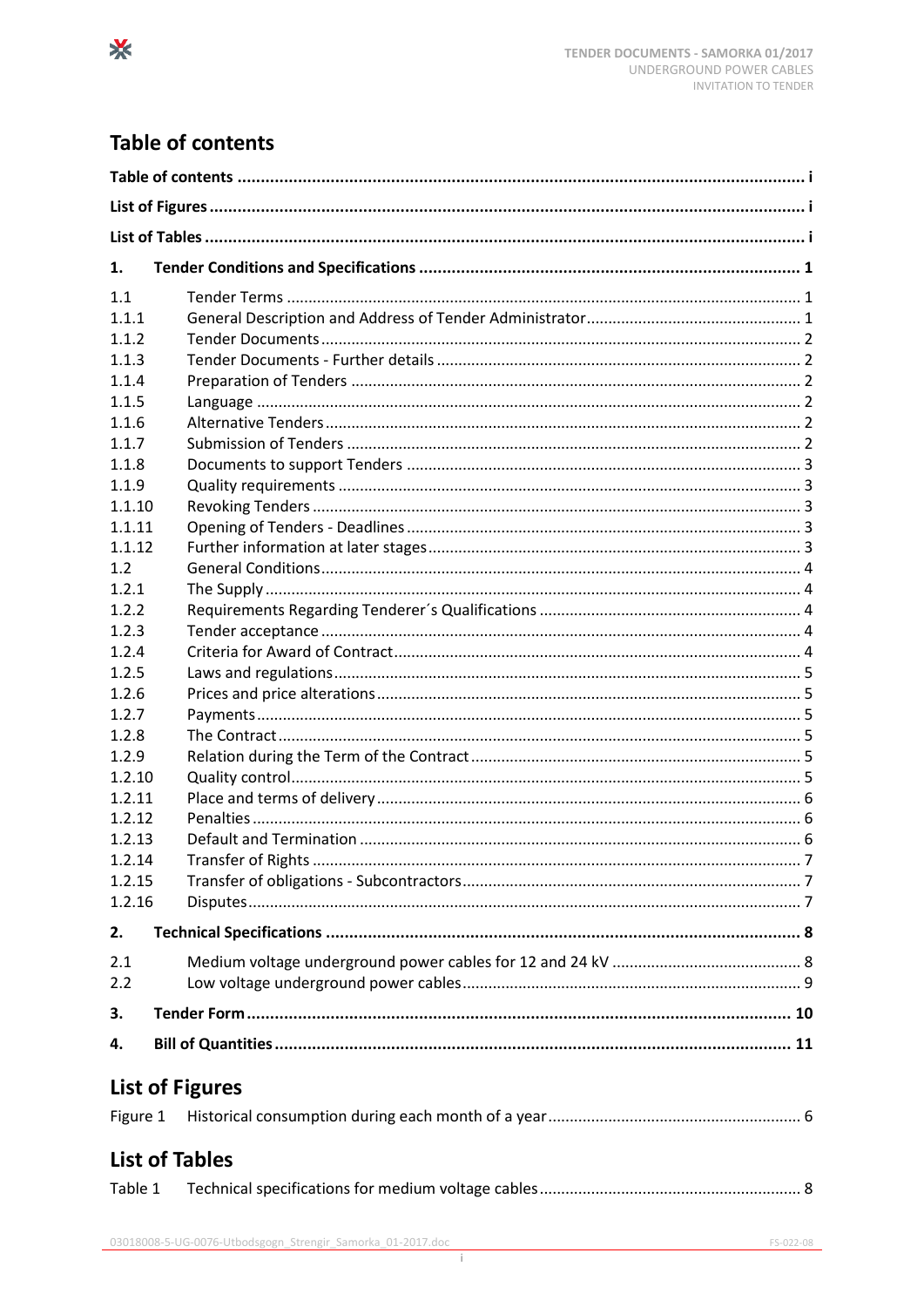## Table of contents

| | | |
|---|---|---|
| **Table of contents** | | **i** |
| **List of Figures** | | **i** |
| **List of Tables** | | **i** |
| **1.** | **Tender Conditions and Specifications** | **1** |
| 1.1 | Tender Terms | 1 |
| 1.1.1 | General Description and Address of Tender Administrator | 1 |
| 1.1.2 | Tender Documents | 2 |
| 1.1.3 | Tender Documents - Further details | 2 |
| 1.1.4 | Preparation of Tenders | 2 |
| 1.1.5 | Language | 2 |
| 1.1.6 | Alternative Tenders | 2 |
| 1.1.7 | Submission of Tenders | 2 |
| 1.1.8 | Documents to support Tenders | 3 |
| 1.1.9 | Quality requirements | 3 |
| 1.1.10 | Revoking Tenders | 3 |
| 1.1.11 | Opening of Tenders - Deadlines | 3 |
| 1.1.12 | Further information at later stages | 3 |
| 1.2 | General Conditions | 4 |
| 1.2.1 | The Supply | 4 |
| 1.2.2 | Requirements Regarding Tenderer´s Qualifications | 4 |
| 1.2.3 | Tender acceptance | 4 |
| 1.2.4 | Criteria for Award of Contract | 4 |
| 1.2.5 | Laws and regulations | 5 |
| 1.2.6 | Prices and price alterations | 5 |
| 1.2.7 | Payments | 5 |
| 1.2.8 | The Contract | 5 |
| 1.2.9 | Relation during the Term of the Contract | 5 |
| 1.2.10 | Quality control | 5 |
| 1.2.11 | Place and terms of delivery | 6 |
| 1.2.12 | Penalties | 6 |
| 1.2.13 | Default and Termination | 6 |
| 1.2.14 | Transfer of Rights | 7 |
| 1.2.15 | Transfer of obligations - Subcontractors | 7 |
| 1.2.16 | Disputes | 7 |
| **2.** | **Technical Specifications** | **8** |
| 2.1 | Medium voltage underground power cables for 12 and 24 kV | 8 |
| 2.2 | Low voltage underground power cables | 9 |
| **3.** | **Tender Form** | **10** |
| **4.** | **Bill of Quantities** | **11** |

## List of Figures

| | | |
|---|---|---|
| Figure 1 | Historical consumption during each month of a year | 6 |

## List of Tables

| | | |
|---|---|---|
| Table 1 | Technical specifications for medium voltage cables | 8 |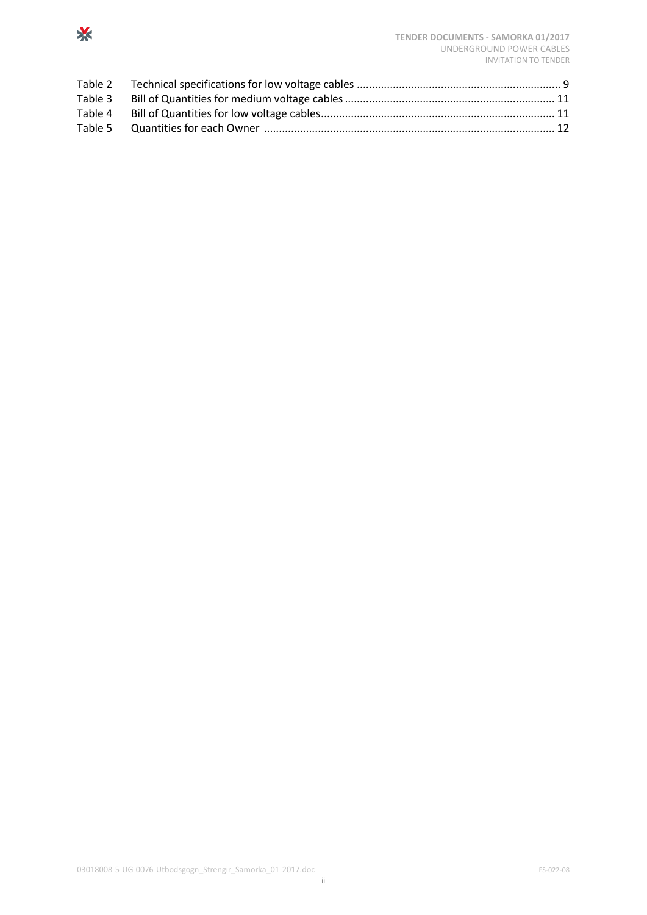| | | |
|---|---|---|
| Table 2 | Technical specifications for low voltage cables | 9 |
| Table 3 | Bill of Quantities for medium voltage cables | 11 |
| Table 4 | Bill of Quantities for low voltage cables | 11 |
| Table 5 | Quantities for each Owner | 12 |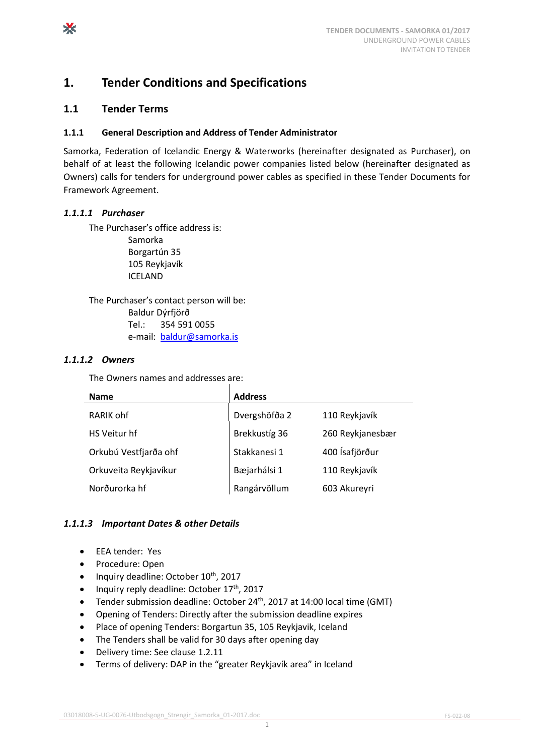# 1. Tender Conditions and Specifications

## 1.1 Tender Terms

### 1.1.1 General Description and Address of Tender Administrator

Samorka, Federation of Icelandic Energy & Waterworks (hereinafter designated as Purchaser), on behalf of at least the following Icelandic power companies listed below (hereinafter designated as Owners) calls for tenders for underground power cables as specified in these Tender Documents for Framework Agreement.

#### *1.1.1.1 Purchaser*

The Purchaser's office address is:

Samorka
Borgartún 35
105 Reykjavík
ICELAND

The Purchaser's contact person will be:

Baldur Dýrfjörð
Tel.: 354 591 0055
e-mail: baldur@samorka.is

#### *1.1.1.2 Owners*

The Owners names and addresses are:

| Name | Address | |
|---|---|---|
| RARIK ohf | Dvergshöfða 2 | 110 Reykjavík |
| HS Veitur hf | Brekkustíg 36 | 260 Reykjanesbær |
| Orkubú Vestfjarða ohf | Stakkanesi 1 | 400 Ísafjörður |
| Orkuveita Reykjavíkur | Bæjarhálsi 1 | 110 Reykjavík |
| Norðurorka hf | Rangárvöllum | 603 Akureyri |

#### *1.1.1.3 Important Dates & other Details*

- EEA tender: Yes
- Procedure: Open
- Inquiry deadline: October 10th, 2017
- Inquiry reply deadline: October 17th, 2017
- Tender submission deadline: October 24th, 2017 at 14:00 local time (GMT)
- Opening of Tenders: Directly after the submission deadline expires
- Place of opening Tenders: Borgartun 35, 105 Reykjavik, Iceland
- The Tenders shall be valid for 30 days after opening day
- Delivery time: See clause 1.2.11
- Terms of delivery: DAP in the "greater Reykjavík area" in Iceland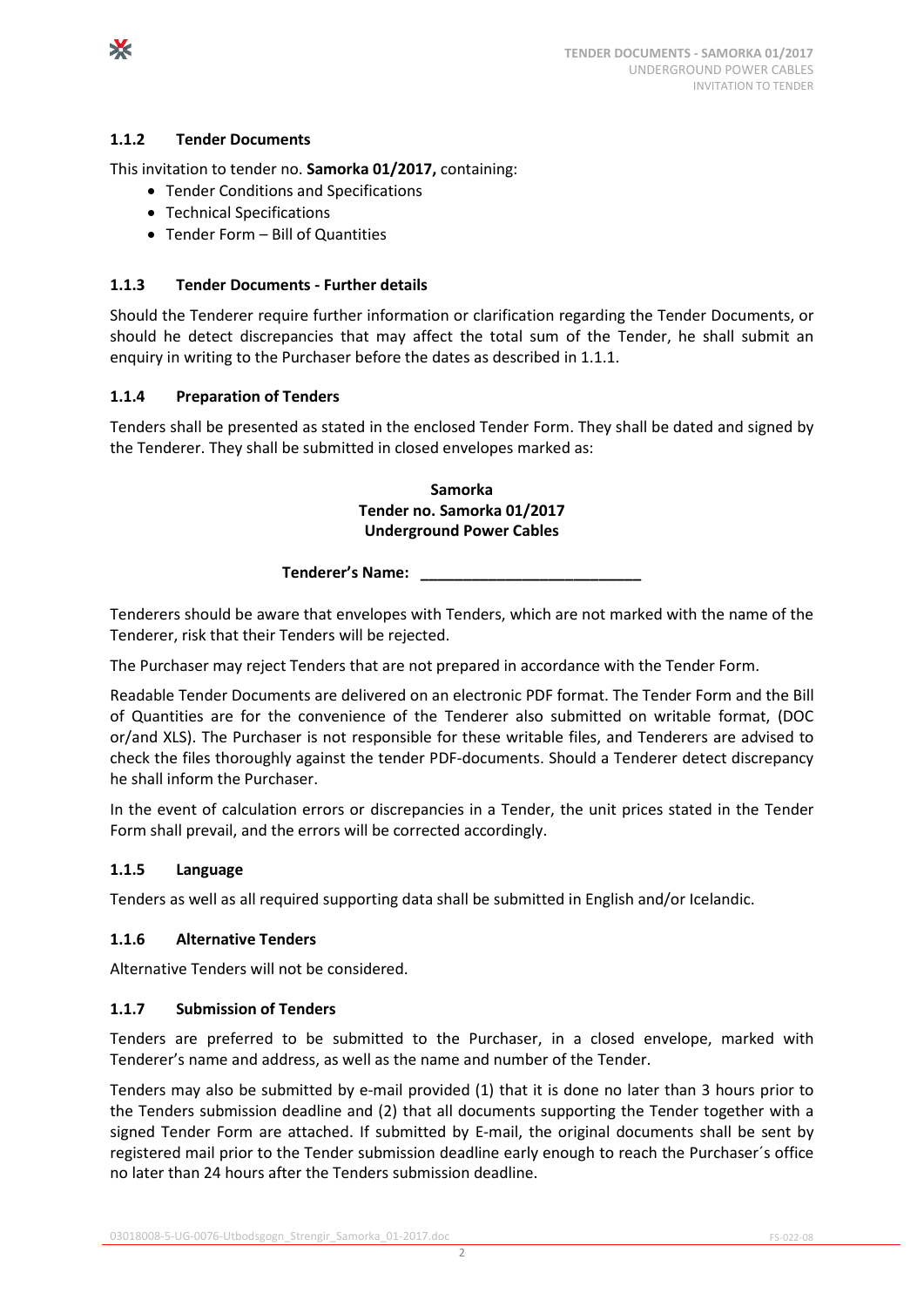### 1.1.2 Tender Documents

This invitation to tender no. **Samorka 01/2017,** containing:

- Tender Conditions and Specifications
- Technical Specifications
- Tender Form – Bill of Quantities

### 1.1.3 Tender Documents - Further details

Should the Tenderer require further information or clarification regarding the Tender Documents, or should he detect discrepancies that may affect the total sum of the Tender, he shall submit an enquiry in writing to the Purchaser before the dates as described in 1.1.1.

### 1.1.4 Preparation of Tenders

Tenders shall be presented as stated in the enclosed Tender Form. They shall be dated and signed by the Tenderer. They shall be submitted in closed envelopes marked as:

**Samorka**
**Tender no. Samorka 01/2017**
**Underground Power Cables**

**Tenderer's Name: \_\_\_\_\_\_\_\_\_\_\_\_\_\_\_\_\_\_\_\_\_\_\_\_\_\_**

Tenderers should be aware that envelopes with Tenders, which are not marked with the name of the Tenderer, risk that their Tenders will be rejected.

The Purchaser may reject Tenders that are not prepared in accordance with the Tender Form.

Readable Tender Documents are delivered on an electronic PDF format. The Tender Form and the Bill of Quantities are for the convenience of the Tenderer also submitted on writable format, (DOC or/and XLS). The Purchaser is not responsible for these writable files, and Tenderers are advised to check the files thoroughly against the tender PDF-documents. Should a Tenderer detect discrepancy he shall inform the Purchaser.

In the event of calculation errors or discrepancies in a Tender, the unit prices stated in the Tender Form shall prevail, and the errors will be corrected accordingly.

### 1.1.5 Language

Tenders as well as all required supporting data shall be submitted in English and/or Icelandic.

### 1.1.6 Alternative Tenders

Alternative Tenders will not be considered.

### 1.1.7 Submission of Tenders

Tenders are preferred to be submitted to the Purchaser, in a closed envelope, marked with Tenderer's name and address, as well as the name and number of the Tender.

Tenders may also be submitted by e-mail provided (1) that it is done no later than 3 hours prior to the Tenders submission deadline and (2) that all documents supporting the Tender together with a signed Tender Form are attached. If submitted by E-mail, the original documents shall be sent by registered mail prior to the Tender submission deadline early enough to reach the Purchaser´s office no later than 24 hours after the Tenders submission deadline.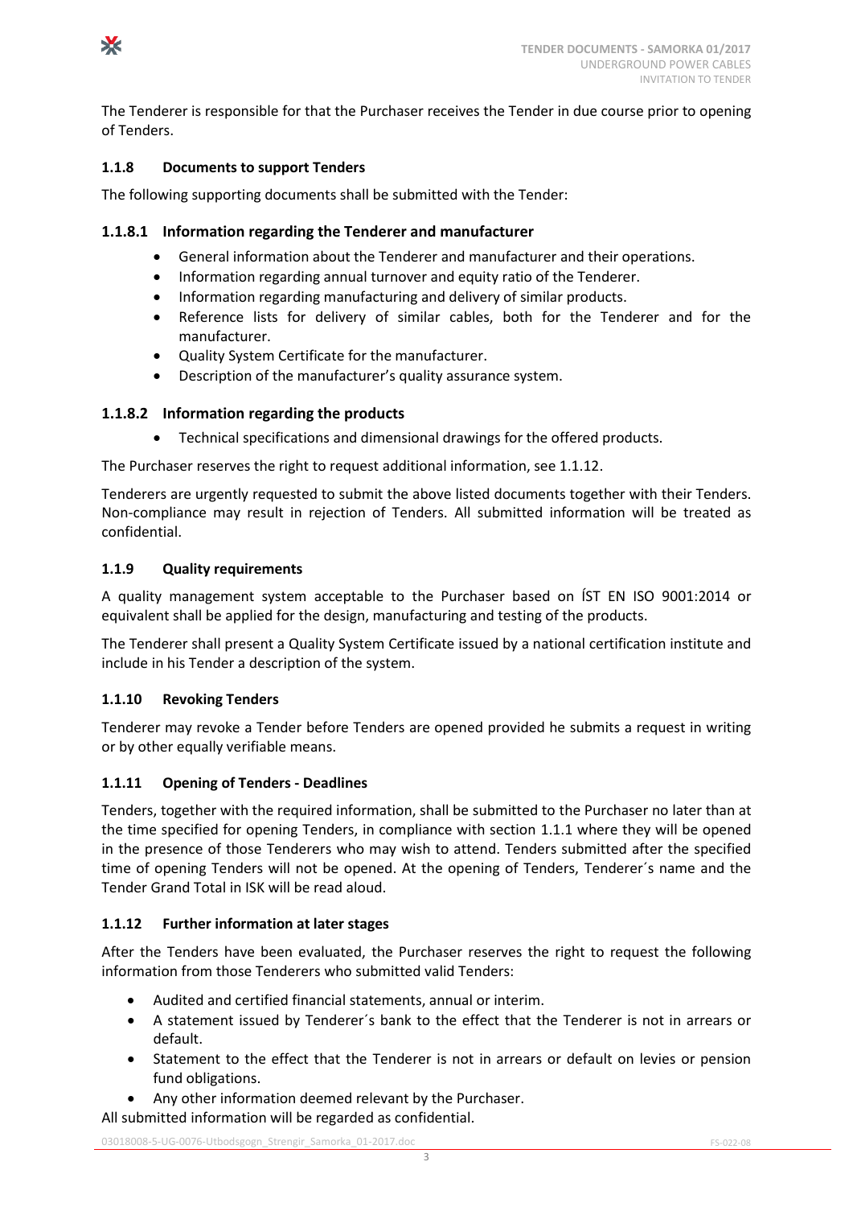The Tenderer is responsible for that the Purchaser receives the Tender in due course prior to opening of Tenders.

### 1.1.8 Documents to support Tenders

The following supporting documents shall be submitted with the Tender:

#### 1.1.8.1 Information regarding the Tenderer and manufacturer

- General information about the Tenderer and manufacturer and their operations.
- Information regarding annual turnover and equity ratio of the Tenderer.
- Information regarding manufacturing and delivery of similar products.
- Reference lists for delivery of similar cables, both for the Tenderer and for the manufacturer.
- Quality System Certificate for the manufacturer.
- Description of the manufacturer's quality assurance system.

#### 1.1.8.2 Information regarding the products

- Technical specifications and dimensional drawings for the offered products.

The Purchaser reserves the right to request additional information, see 1.1.12.

Tenderers are urgently requested to submit the above listed documents together with their Tenders. Non-compliance may result in rejection of Tenders. All submitted information will be treated as confidential.

### 1.1.9 Quality requirements

A quality management system acceptable to the Purchaser based on ÍST EN ISO 9001:2014 or equivalent shall be applied for the design, manufacturing and testing of the products.

The Tenderer shall present a Quality System Certificate issued by a national certification institute and include in his Tender a description of the system.

### 1.1.10 Revoking Tenders

Tenderer may revoke a Tender before Tenders are opened provided he submits a request in writing or by other equally verifiable means.

### 1.1.11 Opening of Tenders - Deadlines

Tenders, together with the required information, shall be submitted to the Purchaser no later than at the time specified for opening Tenders, in compliance with section 1.1.1 where they will be opened in the presence of those Tenderers who may wish to attend. Tenders submitted after the specified time of opening Tenders will not be opened. At the opening of Tenders, Tenderer´s name and the Tender Grand Total in ISK will be read aloud.

### 1.1.12 Further information at later stages

After the Tenders have been evaluated, the Purchaser reserves the right to request the following information from those Tenderers who submitted valid Tenders:

- Audited and certified financial statements, annual or interim.
- A statement issued by Tenderer´s bank to the effect that the Tenderer is not in arrears or default.
- Statement to the effect that the Tenderer is not in arrears or default on levies or pension fund obligations.
- Any other information deemed relevant by the Purchaser.

All submitted information will be regarded as confidential.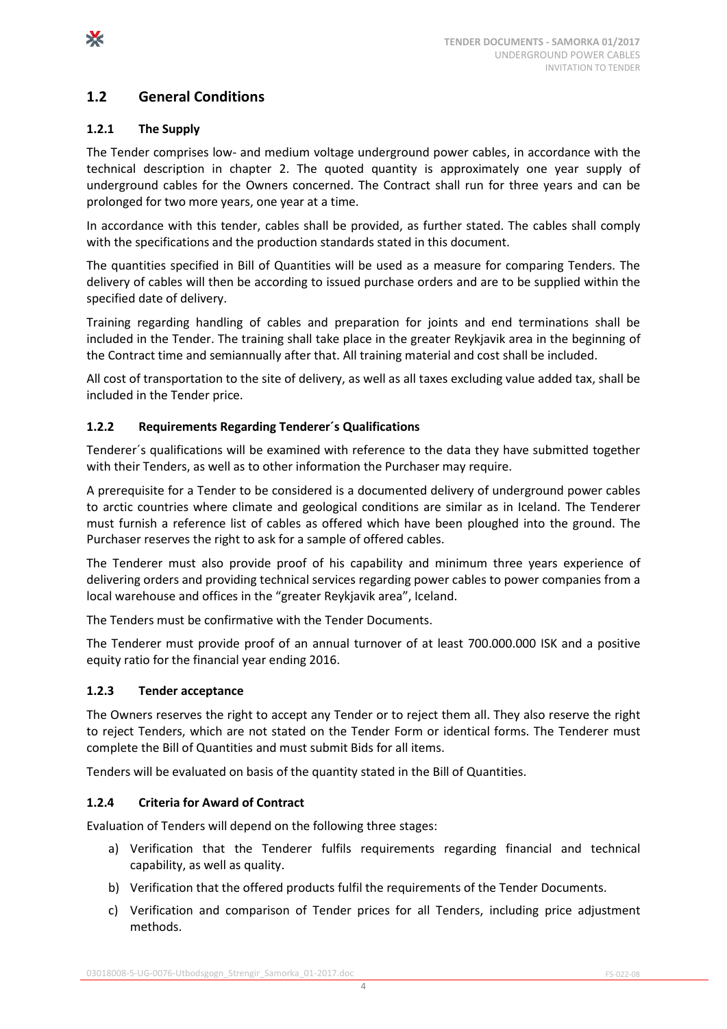## 1.2 General Conditions

### 1.2.1 The Supply

The Tender comprises low- and medium voltage underground power cables, in accordance with the technical description in chapter 2. The quoted quantity is approximately one year supply of underground cables for the Owners concerned. The Contract shall run for three years and can be prolonged for two more years, one year at a time.

In accordance with this tender, cables shall be provided, as further stated. The cables shall comply with the specifications and the production standards stated in this document.

The quantities specified in Bill of Quantities will be used as a measure for comparing Tenders. The delivery of cables will then be according to issued purchase orders and are to be supplied within the specified date of delivery.

Training regarding handling of cables and preparation for joints and end terminations shall be included in the Tender. The training shall take place in the greater Reykjavik area in the beginning of the Contract time and semiannually after that. All training material and cost shall be included.

All cost of transportation to the site of delivery, as well as all taxes excluding value added tax, shall be included in the Tender price.

### 1.2.2 Requirements Regarding Tenderer´s Qualifications

Tenderer´s qualifications will be examined with reference to the data they have submitted together with their Tenders, as well as to other information the Purchaser may require.

A prerequisite for a Tender to be considered is a documented delivery of underground power cables to arctic countries where climate and geological conditions are similar as in Iceland. The Tenderer must furnish a reference list of cables as offered which have been ploughed into the ground. The Purchaser reserves the right to ask for a sample of offered cables.

The Tenderer must also provide proof of his capability and minimum three years experience of delivering orders and providing technical services regarding power cables to power companies from a local warehouse and offices in the "greater Reykjavik area", Iceland.

The Tenders must be confirmative with the Tender Documents.

The Tenderer must provide proof of an annual turnover of at least 700.000.000 ISK and a positive equity ratio for the financial year ending 2016.

### 1.2.3 Tender acceptance

The Owners reserves the right to accept any Tender or to reject them all. They also reserve the right to reject Tenders, which are not stated on the Tender Form or identical forms. The Tenderer must complete the Bill of Quantities and must submit Bids for all items.

Tenders will be evaluated on basis of the quantity stated in the Bill of Quantities.

### 1.2.4 Criteria for Award of Contract

Evaluation of Tenders will depend on the following three stages:

a) Verification that the Tenderer fulfils requirements regarding financial and technical capability, as well as quality.
b) Verification that the offered products fulfil the requirements of the Tender Documents.
c) Verification and comparison of Tender prices for all Tenders, including price adjustment methods.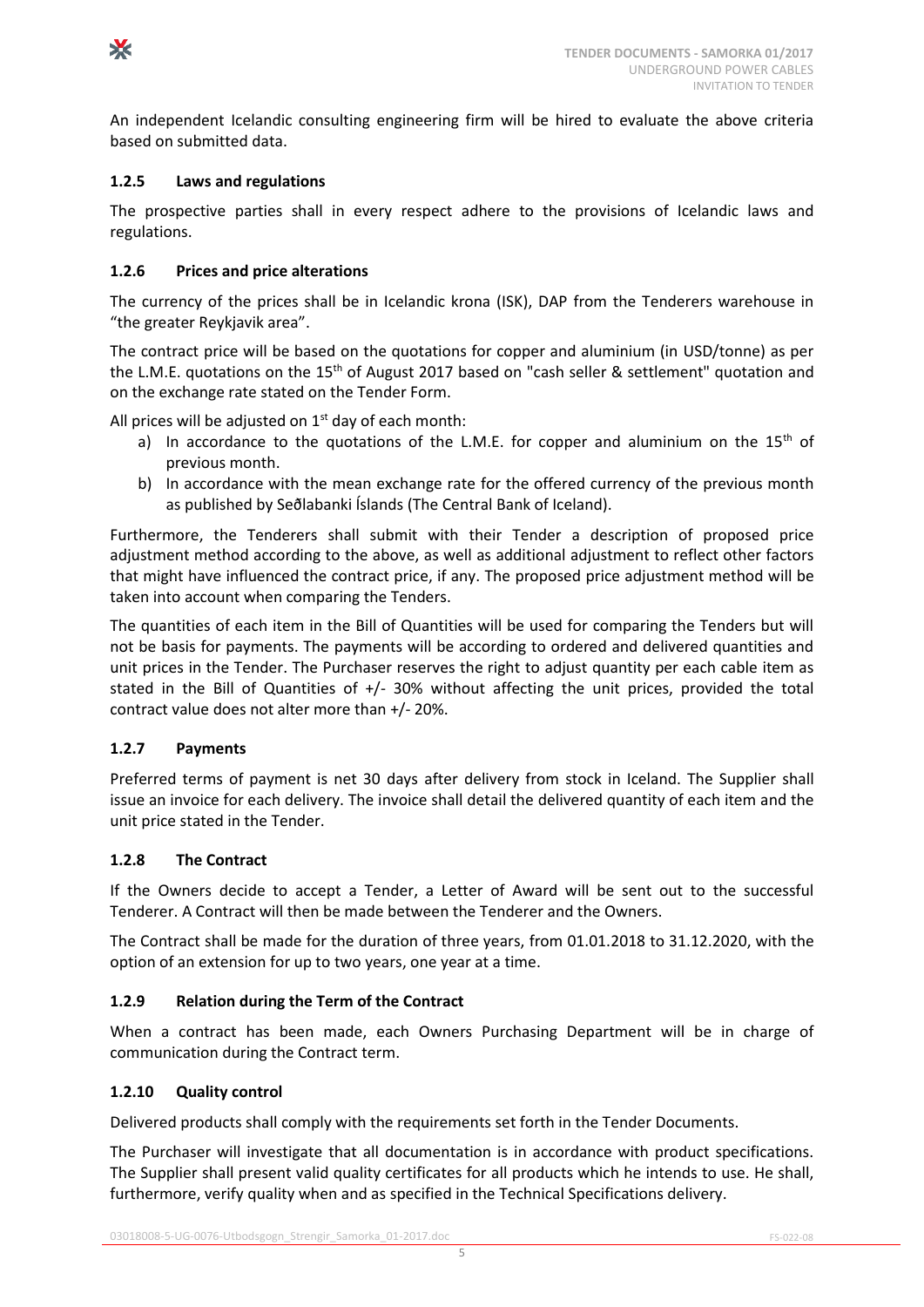An independent Icelandic consulting engineering firm will be hired to evaluate the above criteria based on submitted data.

### 1.2.5 Laws and regulations

The prospective parties shall in every respect adhere to the provisions of Icelandic laws and regulations.

### 1.2.6 Prices and price alterations

The currency of the prices shall be in Icelandic krona (ISK), DAP from the Tenderers warehouse in "the greater Reykjavik area".

The contract price will be based on the quotations for copper and aluminium (in USD/tonne) as per the L.M.E. quotations on the 15th of August 2017 based on "cash seller & settlement" quotation and on the exchange rate stated on the Tender Form.

All prices will be adjusted on 1st day of each month:

a) In accordance to the quotations of the L.M.E. for copper and aluminium on the 15th of previous month.
b) In accordance with the mean exchange rate for the offered currency of the previous month as published by Seðlabanki Íslands (The Central Bank of Iceland).

Furthermore, the Tenderers shall submit with their Tender a description of proposed price adjustment method according to the above, as well as additional adjustment to reflect other factors that might have influenced the contract price, if any. The proposed price adjustment method will be taken into account when comparing the Tenders.

The quantities of each item in the Bill of Quantities will be used for comparing the Tenders but will not be basis for payments. The payments will be according to ordered and delivered quantities and unit prices in the Tender. The Purchaser reserves the right to adjust quantity per each cable item as stated in the Bill of Quantities of +/- 30% without affecting the unit prices, provided the total contract value does not alter more than +/- 20%.

### 1.2.7 Payments

Preferred terms of payment is net 30 days after delivery from stock in Iceland. The Supplier shall issue an invoice for each delivery. The invoice shall detail the delivered quantity of each item and the unit price stated in the Tender.

### 1.2.8 The Contract

If the Owners decide to accept a Tender, a Letter of Award will be sent out to the successful Tenderer. A Contract will then be made between the Tenderer and the Owners.

The Contract shall be made for the duration of three years, from 01.01.2018 to 31.12.2020, with the option of an extension for up to two years, one year at a time.

### 1.2.9 Relation during the Term of the Contract

When a contract has been made, each Owners Purchasing Department will be in charge of communication during the Contract term.

### 1.2.10 Quality control

Delivered products shall comply with the requirements set forth in the Tender Documents.

The Purchaser will investigate that all documentation is in accordance with product specifications. The Supplier shall present valid quality certificates for all products which he intends to use. He shall, furthermore, verify quality when and as specified in the Technical Specifications delivery.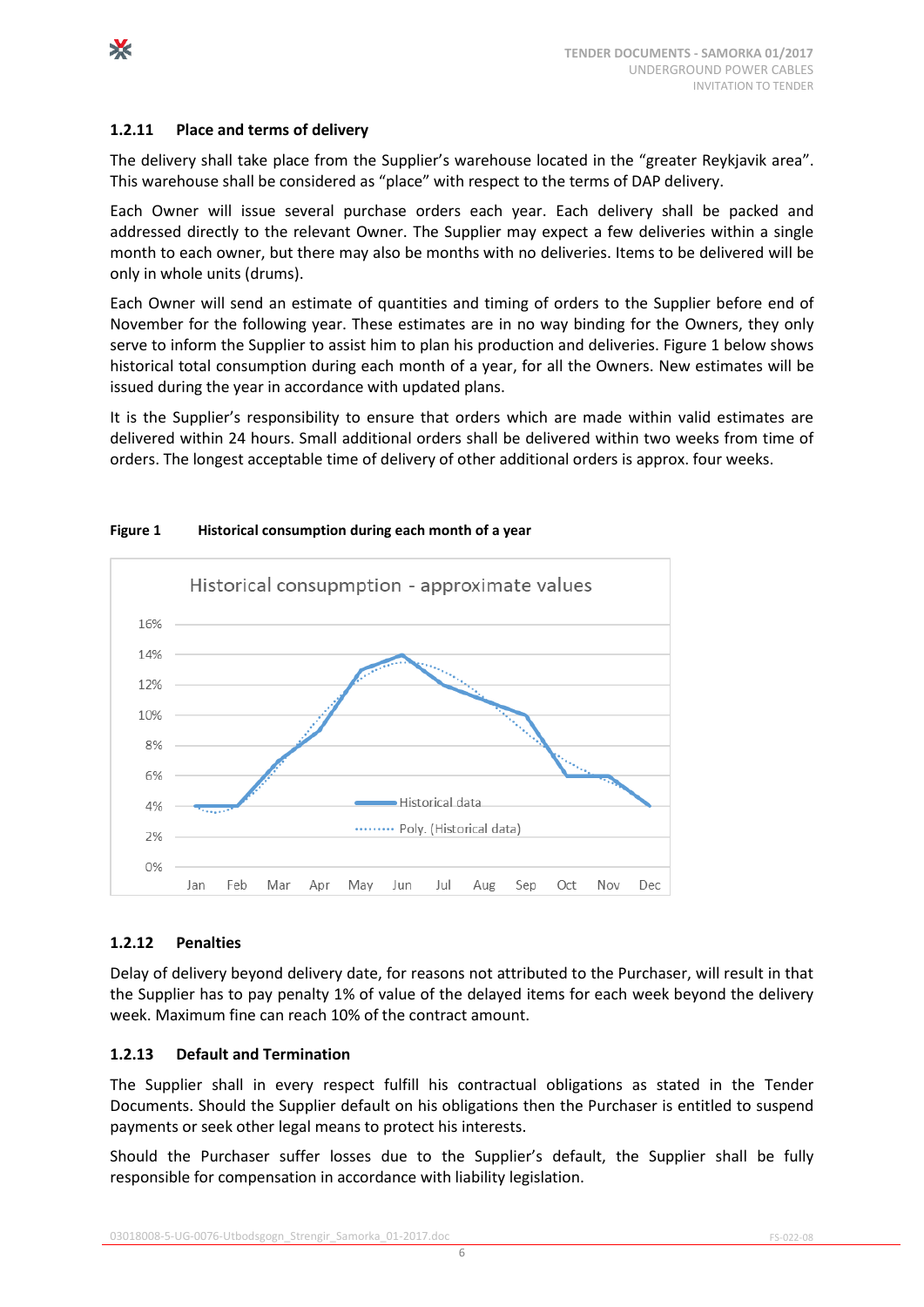### 1.2.11 Place and terms of delivery

The delivery shall take place from the Supplier's warehouse located in the "greater Reykjavik area". This warehouse shall be considered as "place" with respect to the terms of DAP delivery.

Each Owner will issue several purchase orders each year. Each delivery shall be packed and addressed directly to the relevant Owner. The Supplier may expect a few deliveries within a single month to each owner, but there may also be months with no deliveries. Items to be delivered will be only in whole units (drums).

Each Owner will send an estimate of quantities and timing of orders to the Supplier before end of November for the following year. These estimates are in no way binding for the Owners, they only serve to inform the Supplier to assist him to plan his production and deliveries. Figure 1 below shows historical total consumption during each month of a year, for all the Owners. New estimates will be issued during the year in accordance with updated plans.

It is the Supplier's responsibility to ensure that orders which are made within valid estimates are delivered within 24 hours. Small additional orders shall be delivered within two weeks from time of orders. The longest acceptable time of delivery of other additional orders is approx. four weeks.

**Figure 1 Historical consumption during each month of a year**

Historical consupmption - approximate values

| Month | Historical data |
|---|---|
| Jan | 4% |
| Feb | 4% |
| Mar | 7% |
| Apr | 9% |
| May | 13% |
| Jun | 14% |
| Jul | 12% |
| Aug | 11% |
| Sep | 10% |
| Oct | 6% |
| Nov | 6% |
| Dec | 4% |

Legend: Historical data; Poly. (Historical data)

### 1.2.12 Penalties

Delay of delivery beyond delivery date, for reasons not attributed to the Purchaser, will result in that the Supplier has to pay penalty 1% of value of the delayed items for each week beyond the delivery week. Maximum fine can reach 10% of the contract amount.

### 1.2.13 Default and Termination

The Supplier shall in every respect fulfill his contractual obligations as stated in the Tender Documents. Should the Supplier default on his obligations then the Purchaser is entitled to suspend payments or seek other legal means to protect his interests.

Should the Purchaser suffer losses due to the Supplier's default, the Supplier shall be fully responsible for compensation in accordance with liability legislation.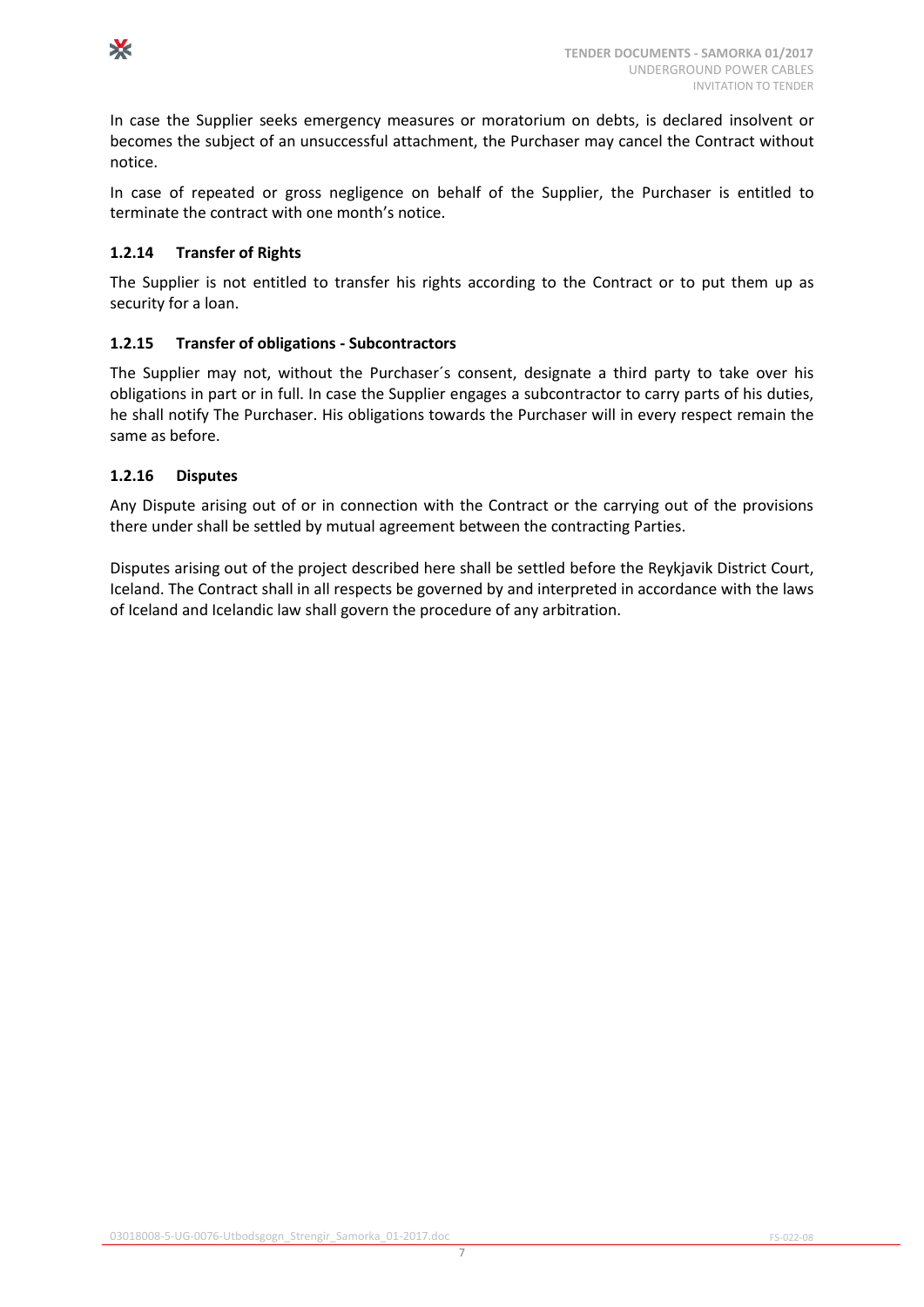In case the Supplier seeks emergency measures or moratorium on debts, is declared insolvent or becomes the subject of an unsuccessful attachment, the Purchaser may cancel the Contract without notice.

In case of repeated or gross negligence on behalf of the Supplier, the Purchaser is entitled to terminate the contract with one month's notice.

### 1.2.14 Transfer of Rights

The Supplier is not entitled to transfer his rights according to the Contract or to put them up as security for a loan.

### 1.2.15 Transfer of obligations - Subcontractors

The Supplier may not, without the Purchaser´s consent, designate a third party to take over his obligations in part or in full. In case the Supplier engages a subcontractor to carry parts of his duties, he shall notify The Purchaser. His obligations towards the Purchaser will in every respect remain the same as before.

### 1.2.16 Disputes

Any Dispute arising out of or in connection with the Contract or the carrying out of the provisions there under shall be settled by mutual agreement between the contracting Parties.

Disputes arising out of the project described here shall be settled before the Reykjavik District Court, Iceland. The Contract shall in all respects be governed by and interpreted in accordance with the laws of Iceland and Icelandic law shall govern the procedure of any arbitration.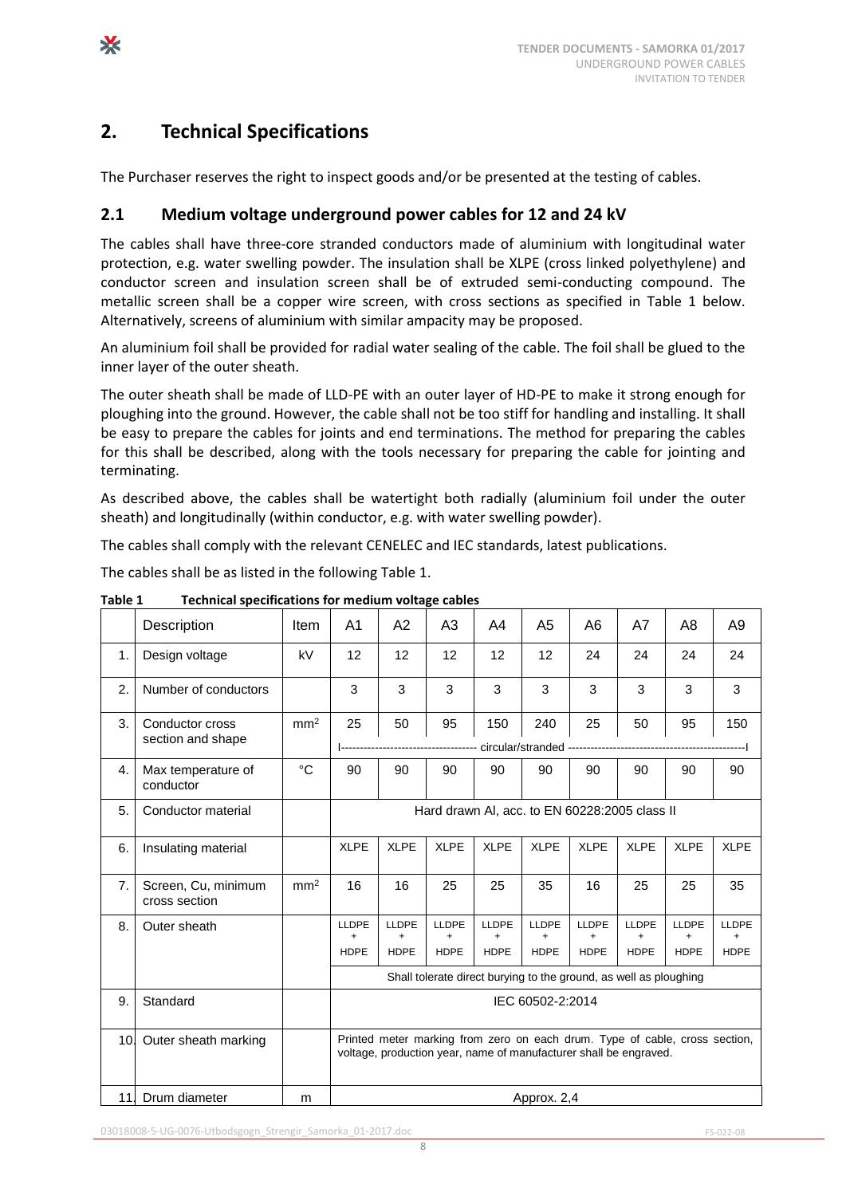## 2. Technical Specifications

The Purchaser reserves the right to inspect goods and/or be presented at the testing of cables.

### 2.1 Medium voltage underground power cables for 12 and 24 kV

The cables shall have three-core stranded conductors made of aluminium with longitudinal water protection, e.g. water swelling powder. The insulation shall be XLPE (cross linked polyethylene) and conductor screen and insulation screen shall be of extruded semi-conducting compound. The metallic screen shall be a copper wire screen, with cross sections as specified in Table 1 below. Alternatively, screens of aluminium with similar ampacity may be proposed.

An aluminium foil shall be provided for radial water sealing of the cable. The foil shall be glued to the inner layer of the outer sheath.

The outer sheath shall be made of LLD-PE with an outer layer of HD-PE to make it strong enough for ploughing into the ground. However, the cable shall not be too stiff for handling and installing. It shall be easy to prepare the cables for joints and end terminations. The method for preparing the cables for this shall be described, along with the tools necessary for preparing the cable for jointing and terminating.

As described above, the cables shall be watertight both radially (aluminium foil under the outer sheath) and longitudinally (within conductor, e.g. with water swelling powder).

The cables shall comply with the relevant CENELEC and IEC standards, latest publications.

The cables shall be as listed in the following Table 1.

**Table 1 Technical specifications for medium voltage cables**

| | Description | Item | A1 | A2 | A3 | A4 | A5 | A6 | A7 | A8 | A9 |
|---|---|---|---|---|---|---|---|---|---|---|---|
| 1. | Design voltage | kV | 12 | 12 | 12 | 12 | 12 | 24 | 24 | 24 | 24 |
| 2. | Number of conductors | | 3 | 3 | 3 | 3 | 3 | 3 | 3 | 3 | 3 |
| 3. | Conductor cross section and shape | $mm^2$ | 25 | 50 | 95 | 150 | 240 | 25 | 50 | 95 | 150 |
| | | | circular/stranded | | | | | | | | |
| 4. | Max temperature of conductor | °C | 90 | 90 | 90 | 90 | 90 | 90 | 90 | 90 | 90 |
| 5. | Conductor material | | Hard drawn Al, acc. to EN 60228:2005 class II | | | | | | | | |
| 6. | Insulating material | | XLPE | XLPE | XLPE | XLPE | XLPE | XLPE | XLPE | XLPE | XLPE |
| 7. | Screen, Cu, minimum cross section | $mm^2$ | 16 | 16 | 25 | 25 | 35 | 16 | 25 | 25 | 35 |
| 8. | Outer sheath | | LLDPE + HDPE | LLDPE + HDPE | LLDPE + HDPE | LLDPE + HDPE | LLDPE + HDPE | LLDPE + HDPE | LLDPE + HDPE | LLDPE + HDPE | LLDPE + HDPE |
| | | | Shall tolerate direct burying to the ground, as well as ploughing | | | | | | | | |
| 9. | Standard | | IEC 60502-2:2014 | | | | | | | | |
| 10. | Outer sheath marking | | Printed meter marking from zero on each drum. Type of cable, cross section, voltage, production year, name of manufacturer shall be engraved. | | | | | | | | |
| 11. | Drum diameter | m | Approx. 2,4 | | | | | | | | |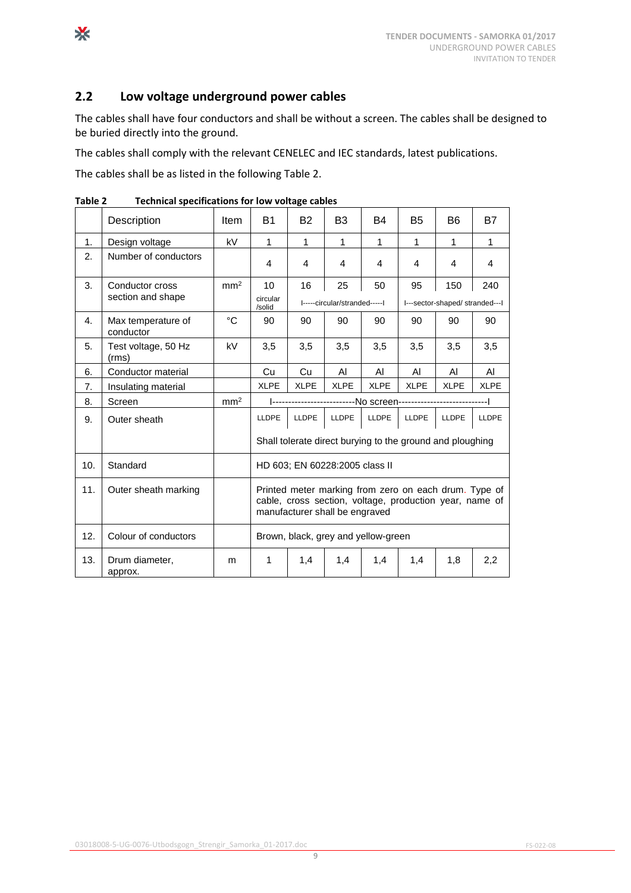## 2.2 Low voltage underground power cables

The cables shall have four conductors and shall be without a screen. The cables shall be designed to be buried directly into the ground.

The cables shall comply with the relevant CENELEC and IEC standards, latest publications.

The cables shall be as listed in the following Table 2.

**Table 2 Technical specifications for low voltage cables**

| | Description | Item | B1 | B2 | B3 | B4 | B5 | B6 | B7 |
|---|---|---|---|---|---|---|---|---|---|
| 1. | Design voltage | kV | 1 | 1 | 1 | 1 | 1 | 1 | 1 |
| 2. | Number of conductors | | 4 | 4 | 4 | 4 | 4 | 4 | 4 |
| 3. | Conductor cross section and shape | mm² | 10<br>circular /solid | 16<br>I-----circular/stranded-----I | 25 | 50 | 95<br>I---sector-shaped/ stranded---I | 150 | 240 |
| 4. | Max temperature of conductor | °C | 90 | 90 | 90 | 90 | 90 | 90 | 90 |
| 5. | Test voltage, 50 Hz (rms) | kV | 3,5 | 3,5 | 3,5 | 3,5 | 3,5 | 3,5 | 3,5 |
| 6. | Conductor material | | Cu | Cu | Al | Al | Al | Al | Al |
| 7. | Insulating material | | XLPE | XLPE | XLPE | XLPE | XLPE | XLPE | XLPE |
| 8. | Screen | mm² | I-------------------------No screen---------------------------I | | | | | | |
| 9. | Outer sheath | | LLDPE | LLDPE | LLDPE | LLDPE | LLDPE | LLDPE | LLDPE |
| | | | Shall tolerate direct burying to the ground and ploughing | | | | | | |
| 10. | Standard | | HD 603; EN 60228:2005 class II | | | | | | |
| 11. | Outer sheath marking | | Printed meter marking from zero on each drum. Type of cable, cross section, voltage, production year, name of manufacturer shall be engraved | | | | | | |
| 12. | Colour of conductors | | Brown, black, grey and yellow-green | | | | | | |
| 13. | Drum diameter, approx. | m | 1 | 1,4 | 1,4 | 1,4 | 1,4 | 1,8 | 2,2 |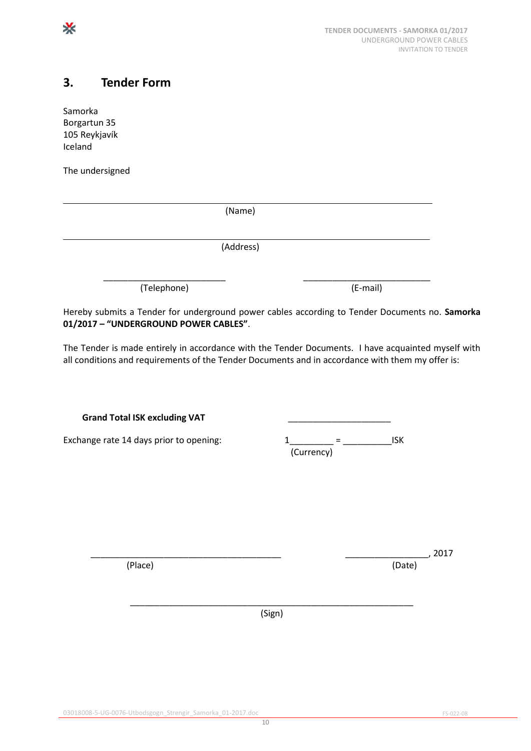## 3. Tender Form

Samorka
Borgartun 35
105 Reykjavík
Iceland

The undersigned

_______________________________________________________________

(Name)

_______________________________________________________________

(Address)

_________________________ (Telephone)  ___________________________ (E-mail)

Hereby submits a Tender for underground power cables according to Tender Documents no. **Samorka 01/2017 – "UNDERGROUND POWER CABLES"**.

The Tender is made entirely in accordance with the Tender Documents. I have acquainted myself with all conditions and requirements of the Tender Documents and in accordance with them my offer is:

**Grand Total ISK excluding VAT** ______________________

Exchange rate 14 days prior to opening: 1_________ = __________ISK
(Currency)

________________________________________ (Place)  _________________, 2017 (Date)

___________________________________________________________

(Sign)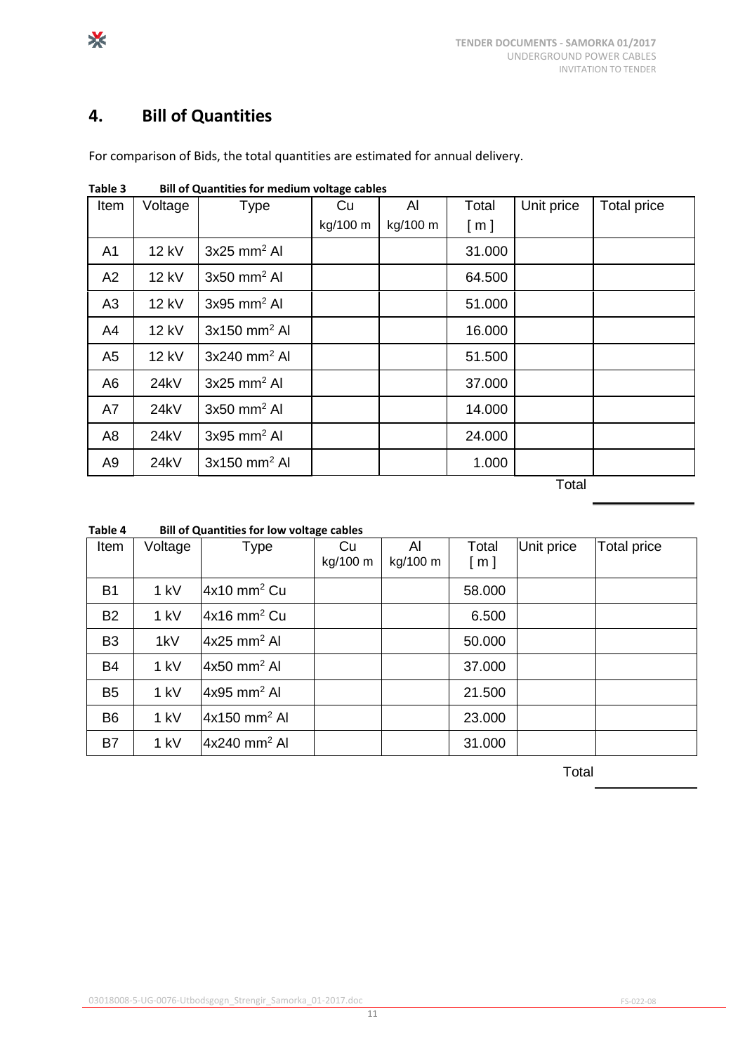# 4. Bill of Quantities

For comparison of Bids, the total quantities are estimated for annual delivery.

**Table 3 Bill of Quantities for medium voltage cables**

| Item | Voltage | Type | Cu kg/100 m | Al kg/100 m | Total [ m ] | Unit price | Total price |
|---|---|---|---|---|---|---|---|
| A1 | 12 kV | 3x25 mm$^2$ Al | | | 31.000 | | |
| A2 | 12 kV | 3x50 mm$^2$ Al | | | 64.500 | | |
| A3 | 12 kV | 3x95 mm$^2$ Al | | | 51.000 | | |
| A4 | 12 kV | 3x150 mm$^2$ Al | | | 16.000 | | |
| A5 | 12 kV | 3x240 mm$^2$ Al | | | 51.500 | | |
| A6 | 24kV | 3x25 mm$^2$ Al | | | 37.000 | | |
| A7 | 24kV | 3x50 mm$^2$ Al | | | 14.000 | | |
| A8 | 24kV | 3x95 mm$^2$ Al | | | 24.000 | | |
| A9 | 24kV | 3x150 mm$^2$ Al | | | 1.000 | | |
| | | | | | | Total | |

**Table 4 Bill of Quantities for low voltage cables**

| Item | Voltage | Type | Cu kg/100 m | Al kg/100 m | Total [ m ] | Unit price | Total price |
|---|---|---|---|---|---|---|---|
| B1 | 1 kV | 4x10 mm$^2$ Cu | | | 58.000 | | |
| B2 | 1 kV | 4x16 mm$^2$ Cu | | | 6.500 | | |
| B3 | 1kV | 4x25 mm$^2$ Al | | | 50.000 | | |
| B4 | 1 kV | 4x50 mm$^2$ Al | | | 37.000 | | |
| B5 | 1 kV | 4x95 mm$^2$ Al | | | 21.500 | | |
| B6 | 1 kV | 4x150 mm$^2$ Al | | | 23.000 | | |
| B7 | 1 kV | 4x240 mm$^2$ Al | | | 31.000 | | |
| | | | | | | Total | |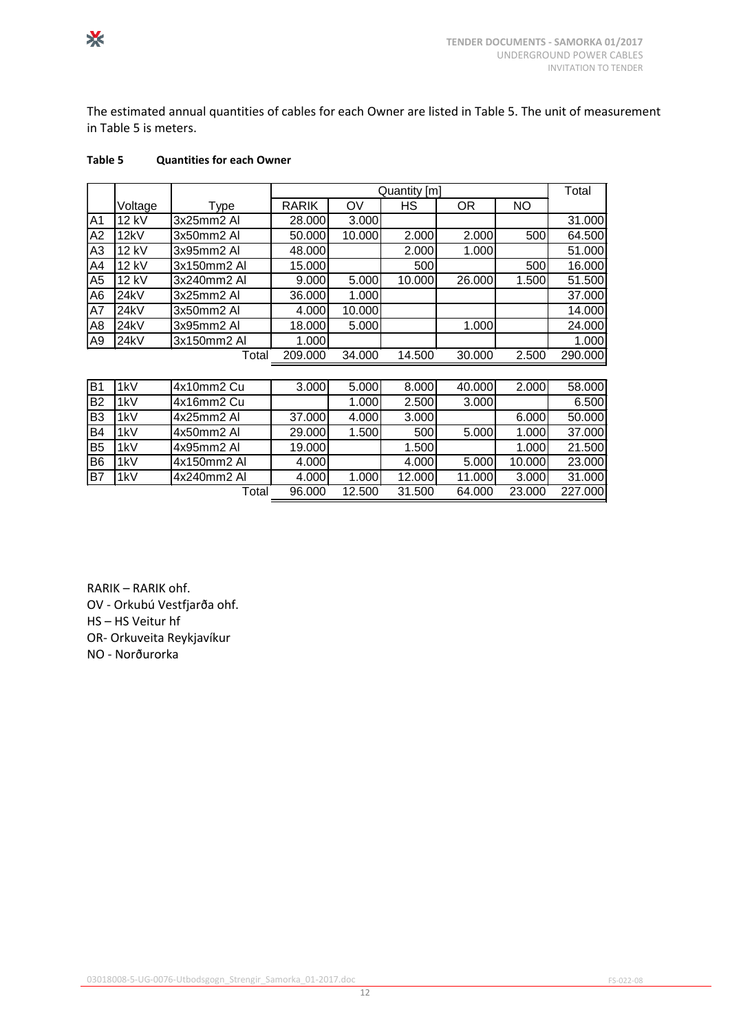The estimated annual quantities of cables for each Owner are listed in Table 5. The unit of measurement in Table 5 is meters.

**Table 5 Quantities for each Owner**

| | | | Quantity [m] | | | | | Total |
|---|---|---|---|---|---|---|---|---|
| | Voltage | Type | RARIK | OV | HS | OR | NO | |
| A1 | 12 kV | 3x25mm2 Al | 28.000 | 3.000 | | | | 31.000 |
| A2 | 12kV | 3x50mm2 Al | 50.000 | 10.000 | 2.000 | 2.000 | 500 | 64.500 |
| A3 | 12 kV | 3x95mm2 Al | 48.000 | | 2.000 | 1.000 | | 51.000 |
| A4 | 12 kV | 3x150mm2 Al | 15.000 | | 500 | | 500 | 16.000 |
| A5 | 12 kV | 3x240mm2 Al | 9.000 | 5.000 | 10.000 | 26.000 | 1.500 | 51.500 |
| A6 | 24kV | 3x25mm2 Al | 36.000 | 1.000 | | | | 37.000 |
| A7 | 24kV | 3x50mm2 Al | 4.000 | 10.000 | | | | 14.000 |
| A8 | 24kV | 3x95mm2 Al | 18.000 | 5.000 | | 1.000 | | 24.000 |
| A9 | 24kV | 3x150mm2 Al | 1.000 | | | | | 1.000 |
| | | Total | 209.000 | 34.000 | 14.500 | 30.000 | 2.500 | 290.000 |
| | | | | | | | | |
| B1 | 1kV | 4x10mm2 Cu | 3.000 | 5.000 | 8.000 | 40.000 | 2.000 | 58.000 |
| B2 | 1kV | 4x16mm2 Cu | | 1.000 | 2.500 | 3.000 | | 6.500 |
| B3 | 1kV | 4x25mm2 Al | 37.000 | 4.000 | 3.000 | | 6.000 | 50.000 |
| B4 | 1kV | 4x50mm2 Al | 29.000 | 1.500 | 500 | 5.000 | 1.000 | 37.000 |
| B5 | 1kV | 4x95mm2 Al | 19.000 | | 1.500 | | 1.000 | 21.500 |
| B6 | 1kV | 4x150mm2 Al | 4.000 | | 4.000 | 5.000 | 10.000 | 23.000 |
| B7 | 1kV | 4x240mm2 Al | 4.000 | 1.000 | 12.000 | 11.000 | 3.000 | 31.000 |
| | | Total | 96.000 | 12.500 | 31.500 | 64.000 | 23.000 | 227.000 |

RARIK – RARIK ohf.
OV - Orkubú Vestfjarða ohf.
HS – HS Veitur hf
OR- Orkuveita Reykjavíkur
NO - Norðurorka